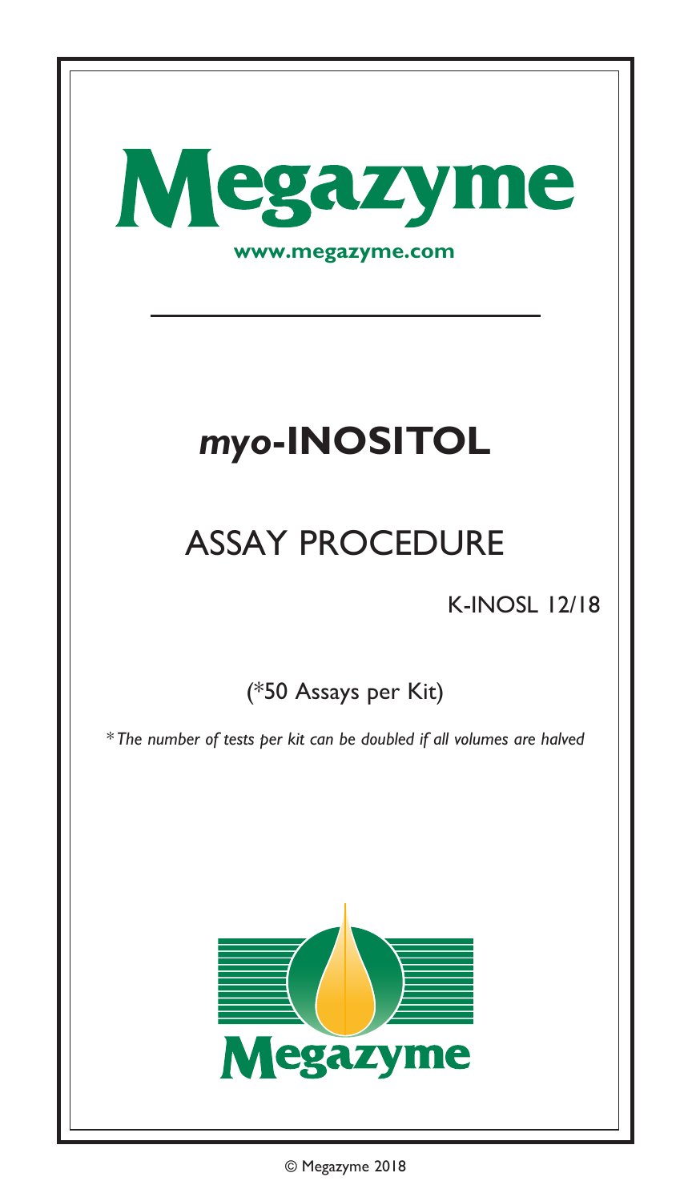# Megazyme

**www.megazyme.com**

# *myo*-INOSITOL

## ASSAY PROCEDURE

K-INOSL 12/18

(*50 Assays per Kit)

**The number of tests per kit can be doubled if all volumes are halved*

Megazyme

© Megazyme 2018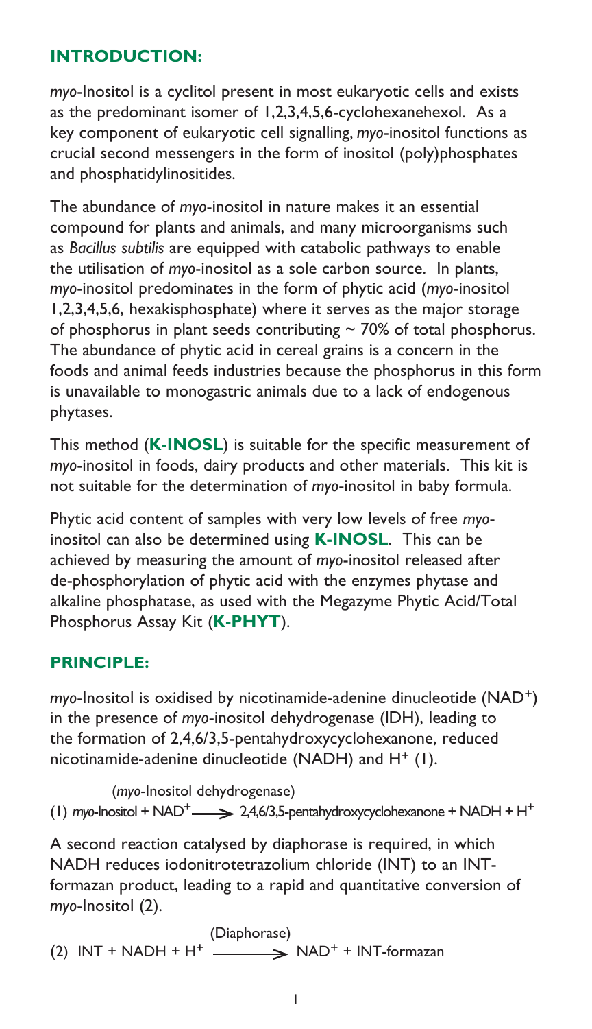## INTRODUCTION:

*myo*-Inositol is a cyclitol present in most eukaryotic cells and exists as the predominant isomer of 1,2,3,4,5,6-cyclohexanehexol. As a key component of eukaryotic cell signalling, *myo*-inositol functions as crucial second messengers in the form of inositol (poly)phosphates and phosphatidylinositides.

The abundance of *myo*-inositol in nature makes it an essential compound for plants and animals, and many microorganisms such as *Bacillus subtilis* are equipped with catabolic pathways to enable the utilisation of *myo*-inositol as a sole carbon source. In plants, *myo*-inositol predominates in the form of phytic acid (*myo*-inositol 1,2,3,4,5,6, hexakisphosphate) where it serves as the major storage of phosphorus in plant seeds contributing ~ 70% of total phosphorus. The abundance of phytic acid in cereal grains is a concern in the foods and animal feeds industries because the phosphorus in this form is unavailable to monogastric animals due to a lack of endogenous phytases.

This method (**K-INOSL**) is suitable for the specific measurement of *myo*-inositol in foods, dairy products and other materials. This kit is not suitable for the determination of *myo*-inositol in baby formula.

Phytic acid content of samples with very low levels of free *myo*-inositol can also be determined using **K-INOSL**. This can be achieved by measuring the amount of *myo*-inositol released after de-phosphorylation of phytic acid with the enzymes phytase and alkaline phosphatase, as used with the Megazyme Phytic Acid/Total Phosphorus Assay Kit (**K-PHYT**).

## PRINCIPLE:

*myo*-Inositol is oxidised by nicotinamide-adenine dinucleotide ($NAD^+$) in the presence of *myo*-inositol dehydrogenase (IDH), leading to the formation of 2,4,6/3,5-pentahydroxycyclohexanone, reduced nicotinamide-adenine dinucleotide (NADH) and $H^+$ (1).

$$\text{(1)}\quad myo\text{-Inositol} + NAD^+ \xrightarrow{(myo\text{-Inositol dehydrogenase})} \text{2,4,6/3,5-pentahydroxycyclohexanone} + NADH + H^+$$

A second reaction catalysed by diaphorase is required, in which NADH reduces iodonitrotetrazolium chloride (INT) to an INT-formazan product, leading to a rapid and quantitative conversion of *myo*-Inositol (2).

$$\text{(2)}\quad INT + NADH + H^+ \xrightarrow{(\text{Diaphorase})} NAD^+ + \text{INT-formazan}$$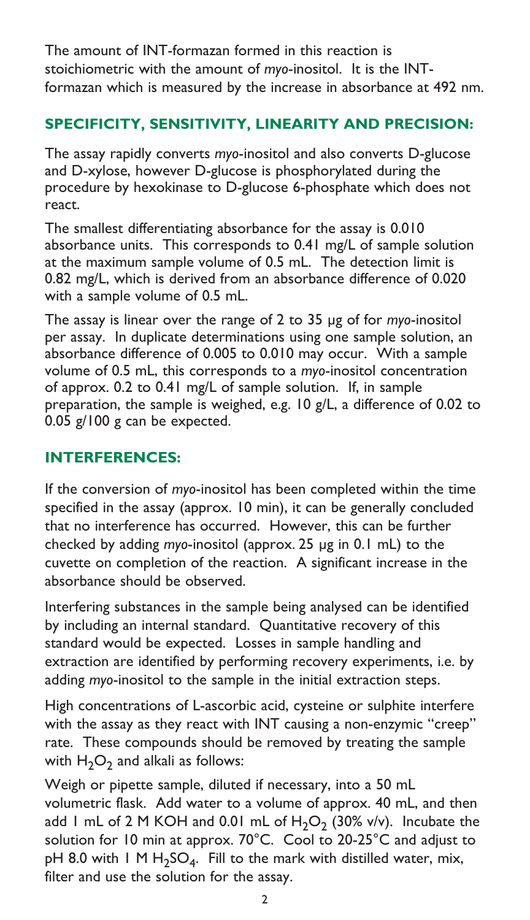The amount of INT-formazan formed in this reaction is stoichiometric with the amount of *myo*-inositol. It is the INT-formazan which is measured by the increase in absorbance at 492 nm.

## SPECIFICITY, SENSITIVITY, LINEARITY AND PRECISION:

The assay rapidly converts *myo*-inositol and also converts D-glucose and D-xylose, however D-glucose is phosphorylated during the procedure by hexokinase to D-glucose 6-phosphate which does not react.

The smallest differentiating absorbance for the assay is 0.010 absorbance units. This corresponds to 0.41 mg/L of sample solution at the maximum sample volume of 0.5 mL. The detection limit is 0.82 mg/L, which is derived from an absorbance difference of 0.020 with a sample volume of 0.5 mL.

The assay is linear over the range of 2 to 35 μg of for *myo*-inositol per assay. In duplicate determinations using one sample solution, an absorbance difference of 0.005 to 0.010 may occur. With a sample volume of 0.5 mL, this corresponds to a *myo*-inositol concentration of approx. 0.2 to 0.41 mg/L of sample solution. If, in sample preparation, the sample is weighed, e.g. 10 g/L, a difference of 0.02 to 0.05 g/100 g can be expected.

## INTERFERENCES:

If the conversion of *myo*-inositol has been completed within the time specified in the assay (approx. 10 min), it can be generally concluded that no interference has occurred. However, this can be further checked by adding *myo*-inositol (approx. 25 μg in 0.1 mL) to the cuvette on completion of the reaction. A significant increase in the absorbance should be observed.

Interfering substances in the sample being analysed can be identified by including an internal standard. Quantitative recovery of this standard would be expected. Losses in sample handling and extraction are identified by performing recovery experiments, i.e. by adding *myo*-inositol to the sample in the initial extraction steps.

High concentrations of L-ascorbic acid, cysteine or sulphite interfere with the assay as they react with INT causing a non-enzymic "creep" rate. These compounds should be removed by treating the sample with $H_2O_2$ and alkali as follows:

Weigh or pipette sample, diluted if necessary, into a 50 mL volumetric flask. Add water to a volume of approx. 40 mL, and then add 1 mL of 2 M KOH and 0.01 mL of $H_2O_2$ (30% v/v). Incubate the solution for 10 min at approx. 70°C. Cool to 20-25°C and adjust to pH 8.0 with 1 M $H_2SO_4$. Fill to the mark with distilled water, mix, filter and use the solution for the assay.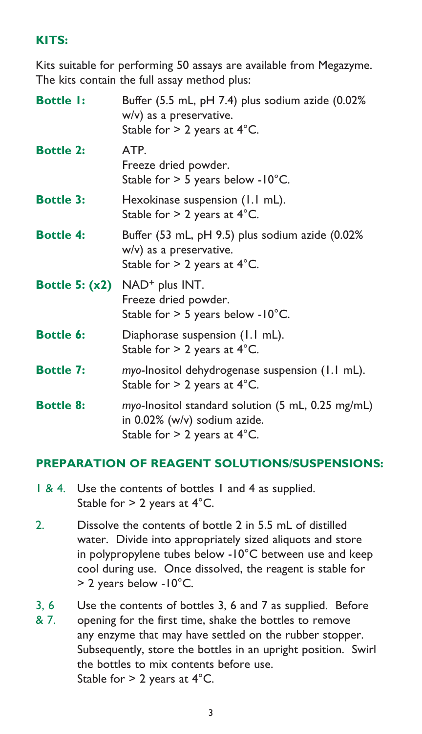## KITS:

Kits suitable for performing 50 assays are available from Megazyme. The kits contain the full assay method plus:

**Bottle 1:** Buffer (5.5 mL, pH 7.4) plus sodium azide (0.02% w/v) as a preservative.
Stable for > 2 years at 4°C.

**Bottle 2:** ATP.
Freeze dried powder.
Stable for > 5 years below -10°C.

**Bottle 3:** Hexokinase suspension (1.1 mL).
Stable for > 2 years at 4°C.

**Bottle 4:** Buffer (53 mL, pH 9.5) plus sodium azide (0.02% w/v) as a preservative.
Stable for > 2 years at 4°C.

**Bottle 5: (x2)** $NAD^+$ plus INT.
Freeze dried powder.
Stable for > 5 years below -10°C.

**Bottle 6:** Diaphorase suspension (1.1 mL).
Stable for > 2 years at 4°C.

**Bottle 7:** *myo*-Inositol dehydrogenase suspension (1.1 mL).
Stable for > 2 years at 4°C.

**Bottle 8:** *myo*-Inositol standard solution (5 mL, 0.25 mg/mL) in 0.02% (w/v) sodium azide.
Stable for > 2 years at 4°C.

## PREPARATION OF REAGENT SOLUTIONS/SUSPENSIONS:

1 & 4. Use the contents of bottles 1 and 4 as supplied.
Stable for > 2 years at 4°C.

2. Dissolve the contents of bottle 2 in 5.5 mL of distilled water. Divide into appropriately sized aliquots and store in polypropylene tubes below -10°C between use and keep cool during use. Once dissolved, the reagent is stable for > 2 years below -10°C.

3, 6 & 7. Use the contents of bottles 3, 6 and 7 as supplied. Before opening for the first time, shake the bottles to remove any enzyme that may have settled on the rubber stopper. Subsequently, store the bottles in an upright position. Swirl the bottles to mix contents before use.
Stable for > 2 years at 4°C.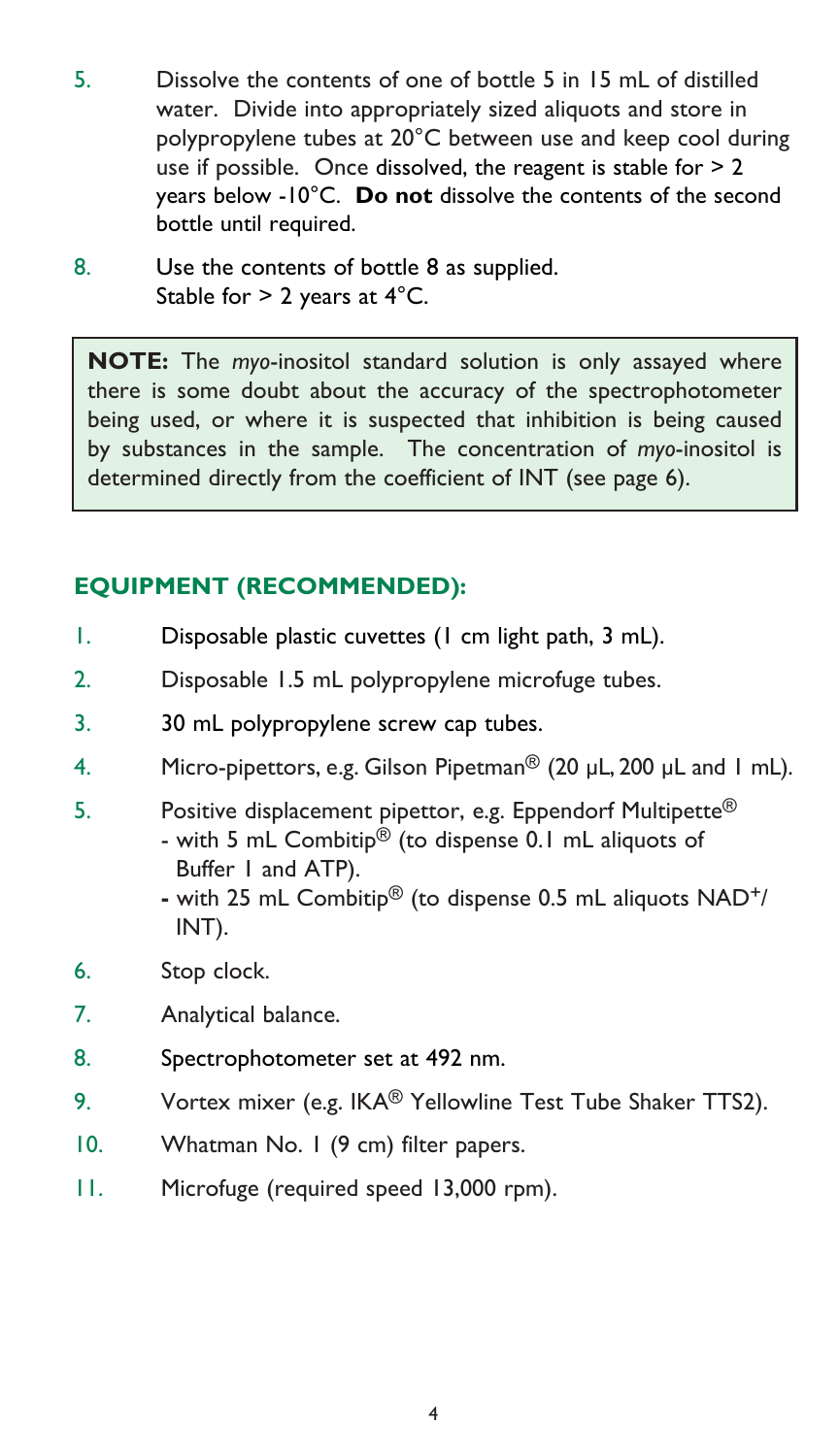5. Dissolve the contents of one of bottle 5 in 15 mL of distilled water. Divide into appropriately sized aliquots and store in polypropylene tubes at 20°C between use and keep cool during use if possible. Once dissolved, the reagent is stable for > 2 years below -10°C. **Do not** dissolve the contents of the second bottle until required.

8. Use the contents of bottle 8 as supplied.
   Stable for > 2 years at 4°C.

> **NOTE:** The *myo*-inositol standard solution is only assayed where there is some doubt about the accuracy of the spectrophotometer being used, or where it is suspected that inhibition is being caused by substances in the sample. The concentration of *myo*-inositol is determined directly from the coefficient of INT (see page 6).

## EQUIPMENT (RECOMMENDED):

1. Disposable plastic cuvettes (1 cm light path, 3 mL).
2. Disposable 1.5 mL polypropylene microfuge tubes.
3. 30 mL polypropylene screw cap tubes.
4. Micro-pipettors, e.g. Gilson Pipetman® (20 µL, 200 µL and 1 mL).
5. Positive displacement pipettor, e.g. Eppendorf Multipette®
   - with 5 mL Combitip® (to dispense 0.1 mL aliquots of Buffer 1 and ATP).
   - with 25 mL Combitip® (to dispense 0.5 mL aliquots $NAD^+$/INT).
6. Stop clock.
7. Analytical balance.
8. Spectrophotometer set at 492 nm.
9. Vortex mixer (e.g. IKA® Yellowline Test Tube Shaker TTS2).
10. Whatman No. 1 (9 cm) filter papers.
11. Microfuge (required speed 13,000 rpm).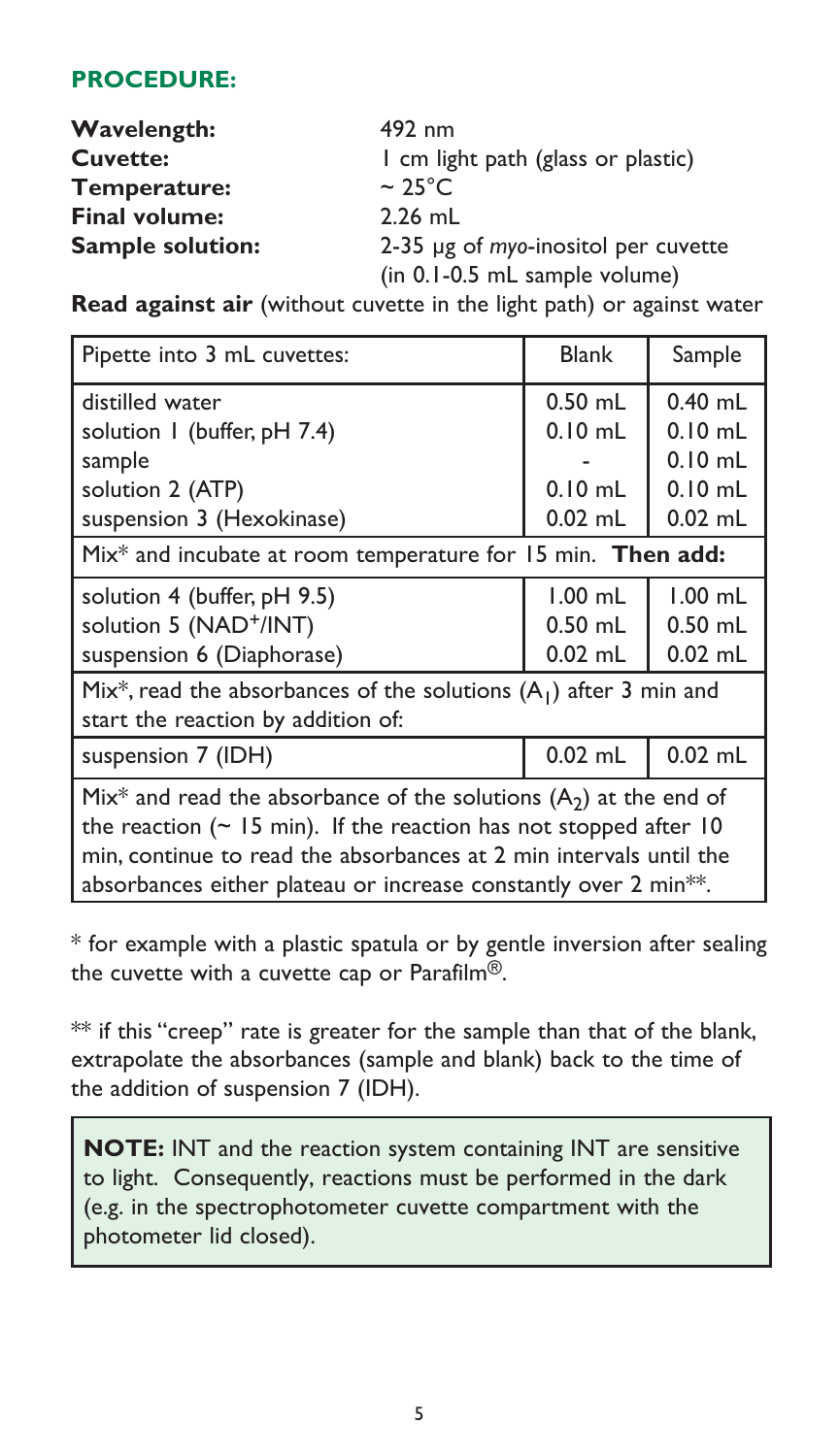## PROCEDURE:

**Wavelength:** 492 nm
**Cuvette:** 1 cm light path (glass or plastic)
**Temperature:** ~ 25°C
**Final volume:** 2.26 mL
**Sample solution:** 2-35 µg of *myo*-inositol per cuvette (in 0.1-0.5 mL sample volume)

**Read against air** (without cuvette in the light path) or against water

| Pipette into 3 mL cuvettes: | Blank | Sample |
|---|---|---|
| distilled water | 0.50 mL | 0.40 mL |
| solution 1 (buffer, pH 7.4) | 0.10 mL | 0.10 mL |
| sample | - | 0.10 mL |
| solution 2 (ATP) | 0.10 mL | 0.10 mL |
| suspension 3 (Hexokinase) | 0.02 mL | 0.02 mL |
| Mix* and incubate at room temperature for 15 min. **Then add:** | | |
| solution 4 (buffer, pH 9.5) | 1.00 mL | 1.00 mL |
| solution 5 ($NAD^+$/INT) | 0.50 mL | 0.50 mL |
| suspension 6 (Diaphorase) | 0.02 mL | 0.02 mL |
| Mix*, read the absorbances of the solutions ($A_1$) after 3 min and start the reaction by addition of: | | |
| suspension 7 (IDH) | 0.02 mL | 0.02 mL |
| Mix* and read the absorbance of the solutions ($A_2$) at the end of the reaction (~ 15 min). If the reaction has not stopped after 10 min, continue to read the absorbances at 2 min intervals until the absorbances either plateau or increase constantly over 2 min**. | | |

\* for example with a plastic spatula or by gentle inversion after sealing the cuvette with a cuvette cap or Parafilm®.

\*\* if this "creep" rate is greater for the sample than that of the blank, extrapolate the absorbances (sample and blank) back to the time of the addition of suspension 7 (IDH).

**NOTE:** INT and the reaction system containing INT are sensitive to light. Consequently, reactions must be performed in the dark (e.g. in the spectrophotometer cuvette compartment with the photometer lid closed).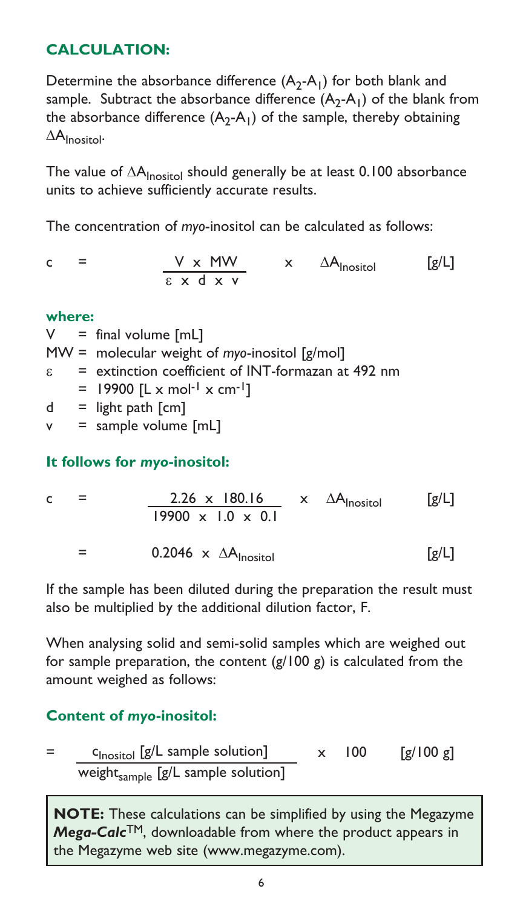## CALCULATION:

Determine the absorbance difference ($A_2$-$A_1$) for both blank and sample. Subtract the absorbance difference ($A_2$-$A_1$) of the blank from the absorbance difference ($A_2$-$A_1$) of the sample, thereby obtaining $\Delta A_{Inositol}$.

The value of $\Delta A_{Inositol}$ should generally be at least 0.100 absorbance units to achieve sufficiently accurate results.

The concentration of *myo*-inositol can be calculated as follows:

$$c = \frac{V \times MW}{\varepsilon \times d \times v} \times \Delta A_{Inositol} \quad [g/L]$$

**where:**

$V$ = final volume [mL]
MW = molecular weight of *myo*-inositol [g/mol]
$\varepsilon$ = extinction coefficient of INT-formazan at 492 nm
= 19900 [$L \times mol^{-1} \times cm^{-1}$]
d = light path [cm]
v = sample volume [mL]

**It follows for *myo*-inositol:**

$$c = \frac{2.26 \times 180.16}{19900 \times 1.0 \times 0.1} \times \Delta A_{Inositol} \quad [g/L]$$

$$= 0.2046 \times \Delta A_{Inositol} \quad [g/L]$$

If the sample has been diluted during the preparation the result must also be multiplied by the additional dilution factor, F.

When analysing solid and semi-solid samples which are weighed out for sample preparation, the content (g/100 g) is calculated from the amount weighed as follows:

**Content of *myo*-inositol:**

$$= \frac{c_{Inositol} \text{ [g/L sample solution]}}{\text{weight}_{sample} \text{ [g/L sample solution]}} \times 100 \quad [g/100\ g]$$

**NOTE:** These calculations can be simplified by using the Megazyme ***Mega-Calc***™, downloadable from where the product appears in the Megazyme web site (www.megazyme.com).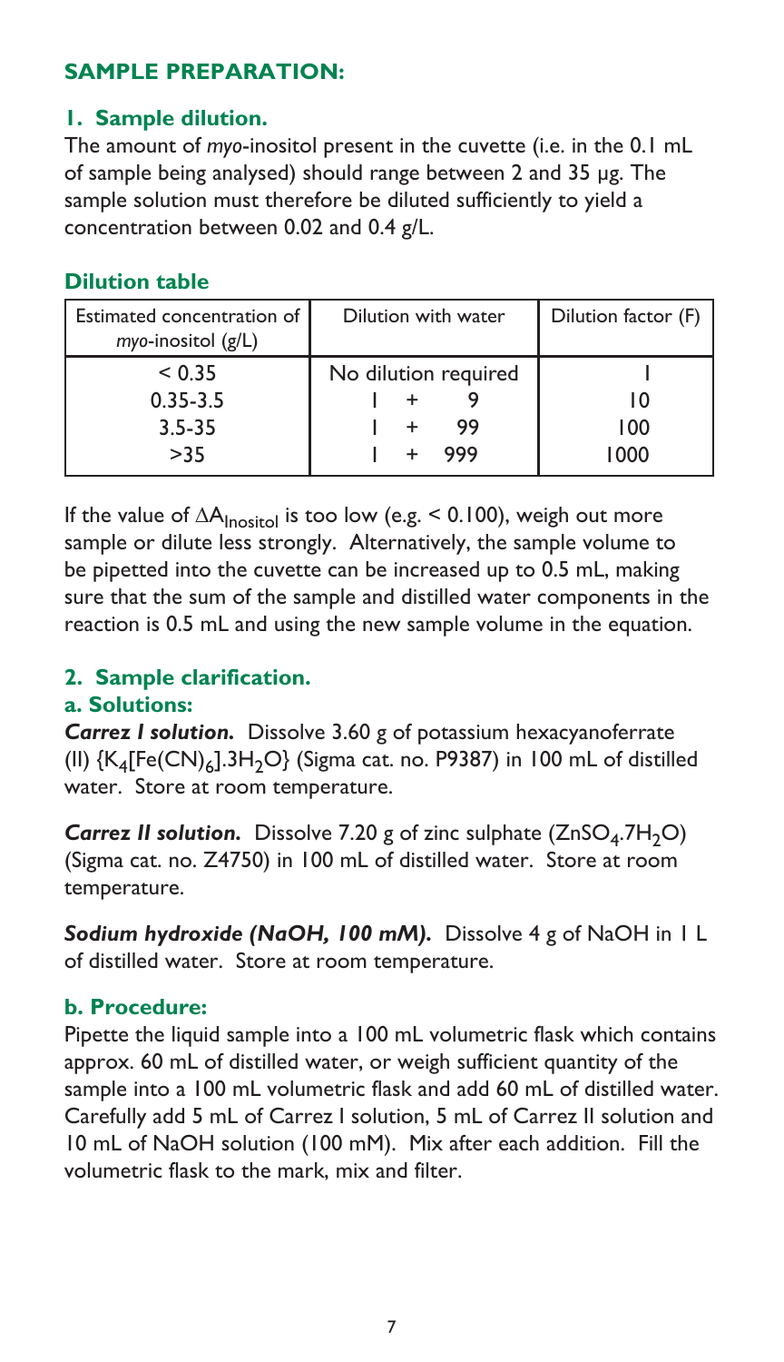## SAMPLE PREPARATION:

### 1. Sample dilution.

The amount of *myo*-inositol present in the cuvette (i.e. in the 0.1 mL of sample being analysed) should range between 2 and 35 µg. The sample solution must therefore be diluted sufficiently to yield a concentration between 0.02 and 0.4 g/L.

### Dilution table

| Estimated concentration of *myo*-inositol (g/L) | Dilution with water | Dilution factor (F) |
|---|---|---|
| < 0.35 | No dilution required | 1 |
| 0.35-3.5 | 1 + 9 | 10 |
| 3.5-35 | 1 + 99 | 100 |
| >35 | 1 + 999 | 1000 |

If the value of $\Delta A_{Inositol}$ is too low (e.g. < 0.100), weigh out more sample or dilute less strongly. Alternatively, the sample volume to be pipetted into the cuvette can be increased up to 0.5 mL, making sure that the sum of the sample and distilled water components in the reaction is 0.5 mL and using the new sample volume in the equation.

### 2. Sample clarification.

#### a. Solutions:

***Carrez I solution.*** Dissolve 3.60 g of potassium hexacyanoferrate (II) {$K_4[Fe(CN)_6].3H_2O$} (Sigma cat. no. P9387) in 100 mL of distilled water. Store at room temperature.

***Carrez II solution.*** Dissolve 7.20 g of zinc sulphate ($ZnSO_4.7H_2O$) (Sigma cat. no. Z4750) in 100 mL of distilled water. Store at room temperature.

***Sodium hydroxide (NaOH, 100 mM).*** Dissolve 4 g of NaOH in 1 L of distilled water. Store at room temperature.

#### b. Procedure:

Pipette the liquid sample into a 100 mL volumetric flask which contains approx. 60 mL of distilled water, or weigh sufficient quantity of the sample into a 100 mL volumetric flask and add 60 mL of distilled water. Carefully add 5 mL of Carrez I solution, 5 mL of Carrez II solution and 10 mL of NaOH solution (100 mM). Mix after each addition. Fill the volumetric flask to the mark, mix and filter.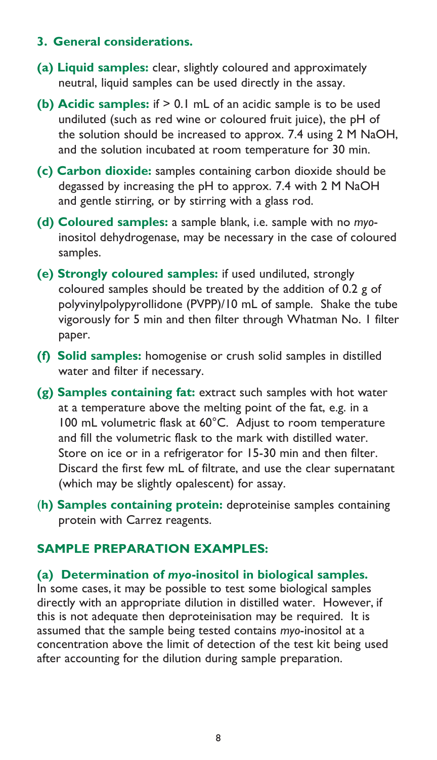## 3. General considerations.

**(a) Liquid samples:** clear, slightly coloured and approximately neutral, liquid samples can be used directly in the assay.

**(b) Acidic samples:** if > 0.1 mL of an acidic sample is to be used undiluted (such as red wine or coloured fruit juice), the pH of the solution should be increased to approx. 7.4 using 2 M NaOH, and the solution incubated at room temperature for 30 min.

**(c) Carbon dioxide:** samples containing carbon dioxide should be degassed by increasing the pH to approx. 7.4 with 2 M NaOH and gentle stirring, or by stirring with a glass rod.

**(d) Coloured samples:** a sample blank, i.e. sample with no *myo*-inositol dehydrogenase, may be necessary in the case of coloured samples.

**(e) Strongly coloured samples:** if used undiluted, strongly coloured samples should be treated by the addition of 0.2 g of polyvinylpolypyrollidone (PVPP)/10 mL of sample. Shake the tube vigorously for 5 min and then filter through Whatman No. 1 filter paper.

**(f) Solid samples:** homogenise or crush solid samples in distilled water and filter if necessary.

**(g) Samples containing fat:** extract such samples with hot water at a temperature above the melting point of the fat, e.g. in a 100 mL volumetric flask at 60°C. Adjust to room temperature and fill the volumetric flask to the mark with distilled water. Store on ice or in a refrigerator for 15-30 min and then filter. Discard the first few mL of filtrate, and use the clear supernatant (which may be slightly opalescent) for assay.

**(h) Samples containing protein:** deproteinise samples containing protein with Carrez reagents.

## SAMPLE PREPARATION EXAMPLES:

**(a) Determination of *myo*-inositol in biological samples.**

In some cases, it may be possible to test some biological samples directly with an appropriate dilution in distilled water. However, if this is not adequate then deproteinisation may be required. It is assumed that the sample being tested contains *myo*-inositol at a concentration above the limit of detection of the test kit being used after accounting for the dilution during sample preparation.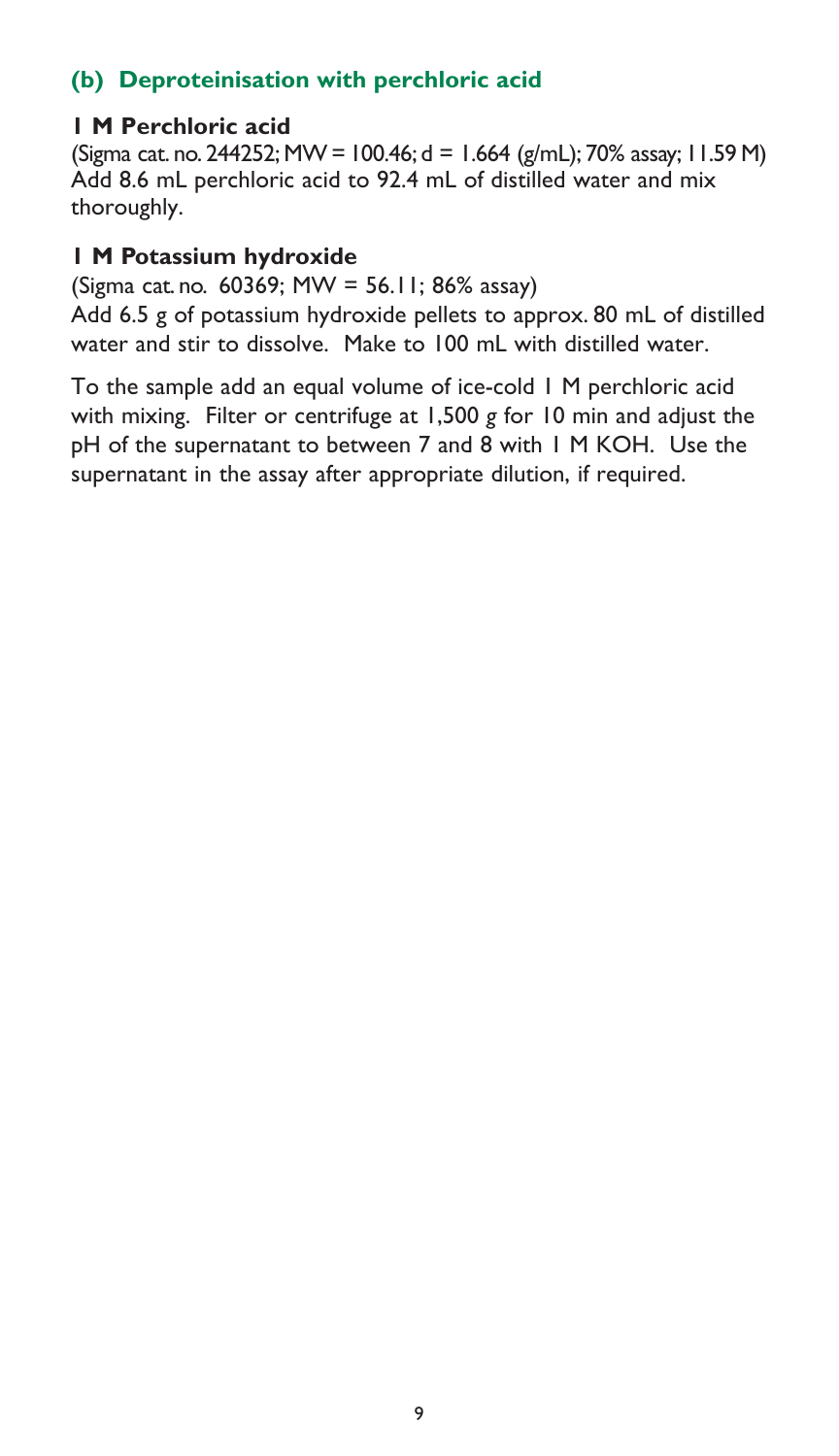### (b) Deproteinisation with perchloric acid

**1 M Perchloric acid**

(Sigma cat. no. 244252; MW = 100.46; d = 1.664 (g/mL); 70% assay; 11.59 M)
Add 8.6 mL perchloric acid to 92.4 mL of distilled water and mix thoroughly.

**1 M Potassium hydroxide**

(Sigma cat. no. 60369; MW = 56.11; 86% assay)
Add 6.5 g of potassium hydroxide pellets to approx. 80 mL of distilled water and stir to dissolve. Make to 100 mL with distilled water.

To the sample add an equal volume of ice-cold 1 M perchloric acid with mixing. Filter or centrifuge at 1,500 *g* for 10 min and adjust the pH of the supernatant to between 7 and 8 with 1 M KOH. Use the supernatant in the assay after appropriate dilution, if required.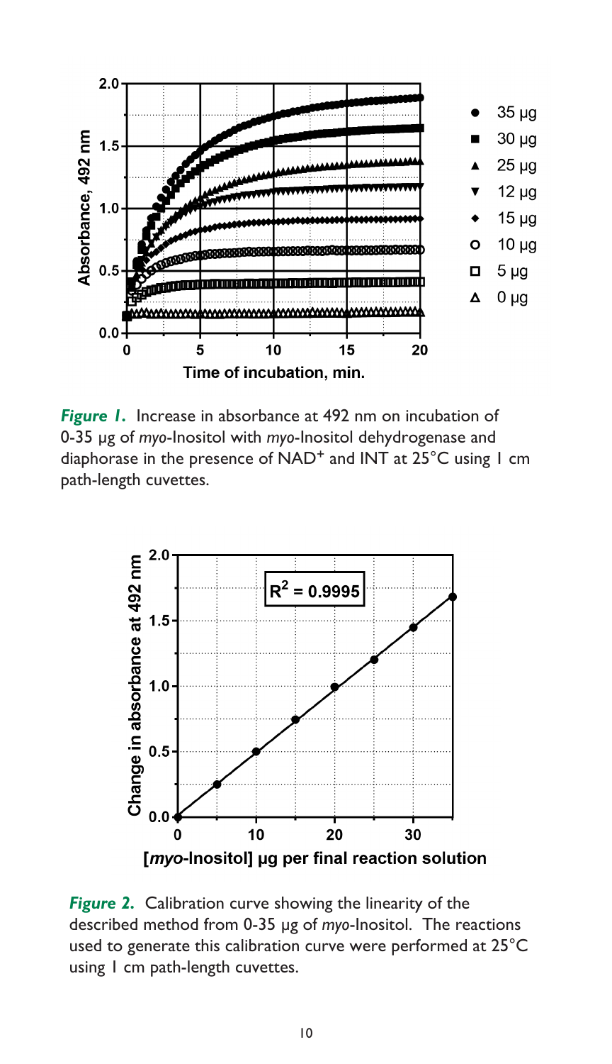*Figure 1.* Increase in absorbance at 492 nm on incubation of 0-35 µg of *myo*-Inositol with *myo*-Inositol dehydrogenase and diaphorase in the presence of $NAD^+$ and INT at 25°C using 1 cm path-length cuvettes.

*Figure 2.* Calibration curve showing the linearity of the described method from 0-35 µg of *myo*-Inositol. The reactions used to generate this calibration curve were performed at 25°C using 1 cm path-length cuvettes.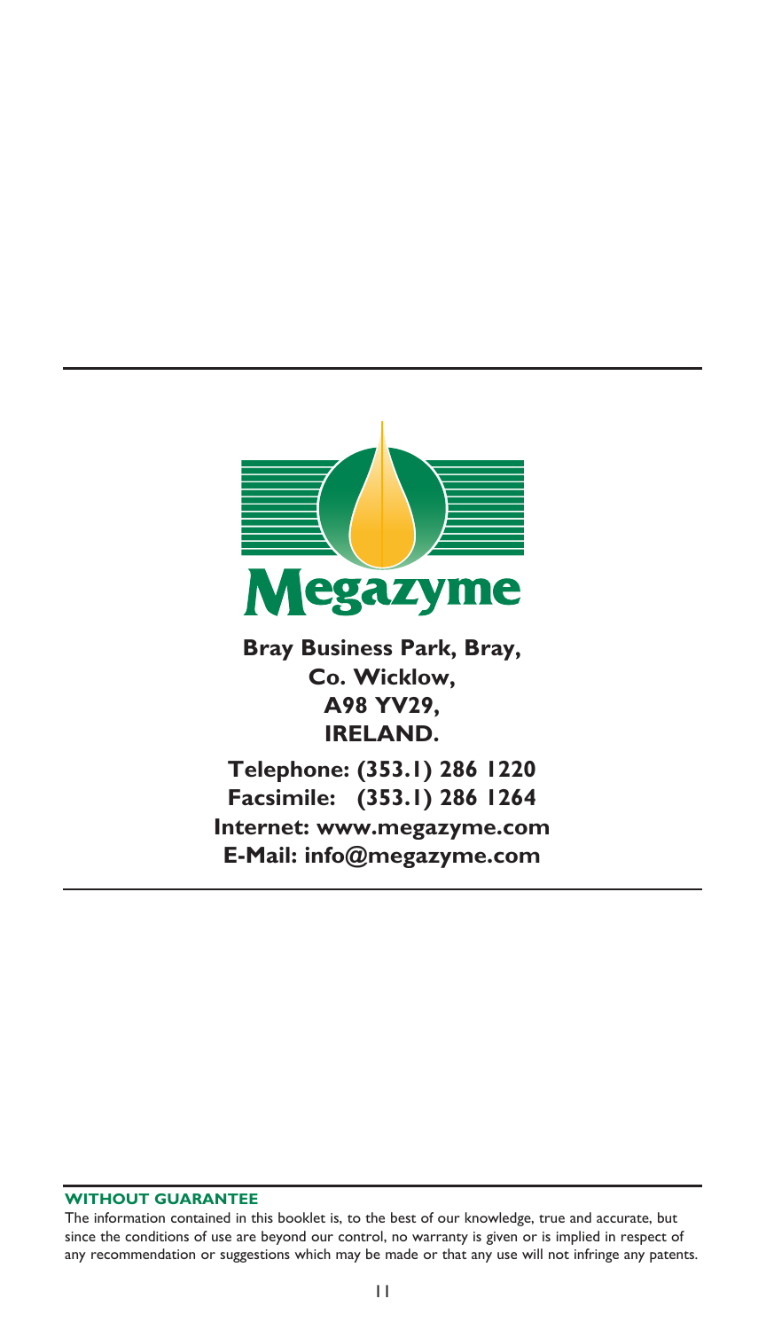Megazyme

**Bray Business Park, Bray,**
**Co. Wicklow,**
**A98 YV29,**
**IRELAND.**

**Telephone: (353.1) 286 1220**
**Facsimile: (353.1) 286 1264**
**Internet: www.megazyme.com**
**E-Mail: info@megazyme.com**

**WITHOUT GUARANTEE**

The information contained in this booklet is, to the best of our knowledge, true and accurate, but since the conditions of use are beyond our control, no warranty is given or is implied in respect of any recommendation or suggestions which may be made or that any use will not infringe any patents.